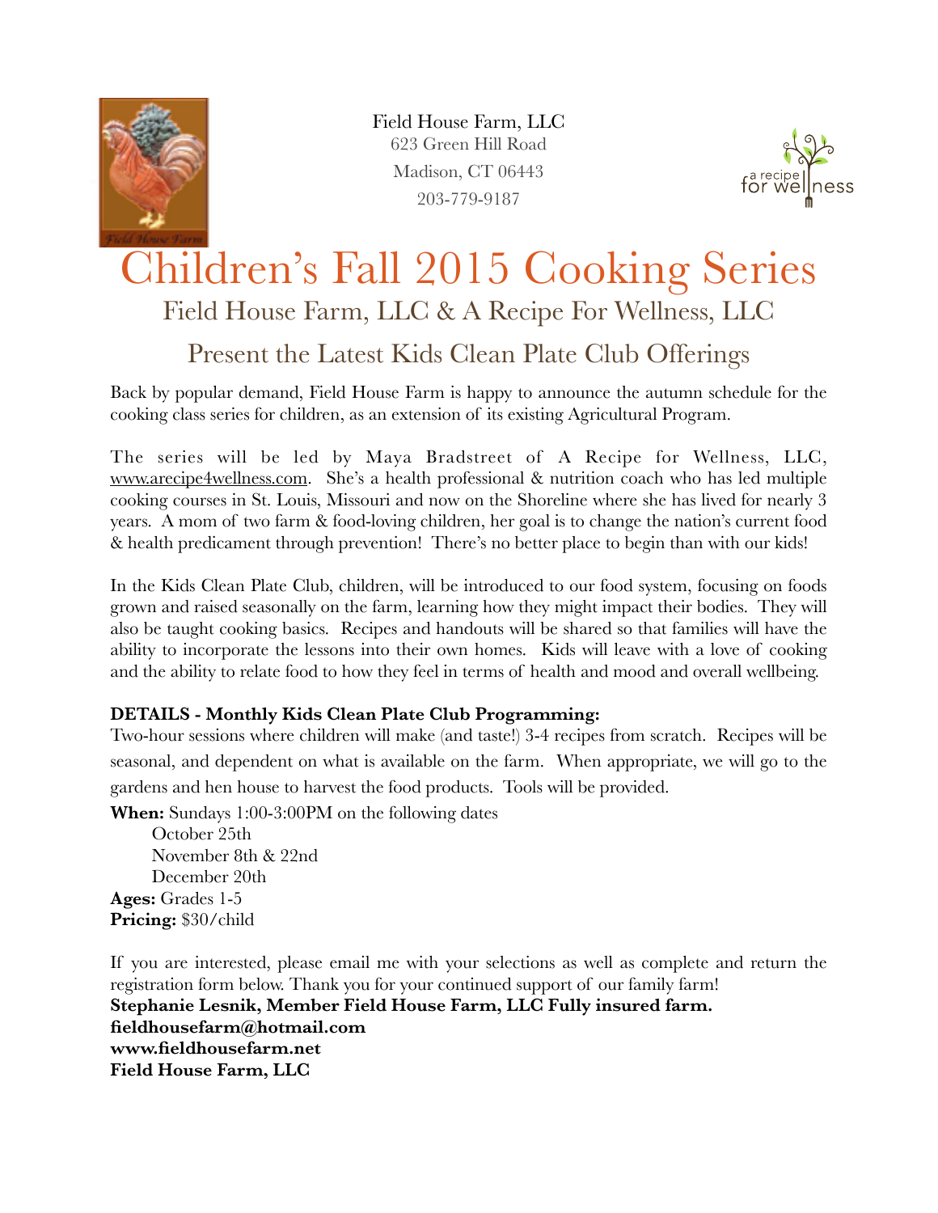Field House Farm, LLC
623 Green Hill Road
Madison, CT 06443
203-779-9187

# Children's Fall 2015 Cooking Series

## Field House Farm, LLC & A Recipe For Wellness, LLC

## Present the Latest Kids Clean Plate Club Offerings

Back by popular demand, Field House Farm is happy to announce the autumn schedule for the cooking class series for children, as an extension of its existing Agricultural Program.

The series will be led by Maya Bradstreet of A Recipe for Wellness, LLC, www.arecipe4wellness.com. She's a health professional & nutrition coach who has led multiple cooking courses in St. Louis, Missouri and now on the Shoreline where she has lived for nearly 3 years. A mom of two farm & food-loving children, her goal is to change the nation's current food & health predicament through prevention! There's no better place to begin than with our kids!

In the Kids Clean Plate Club, children, will be introduced to our food system, focusing on foods grown and raised seasonally on the farm, learning how they might impact their bodies. They will also be taught cooking basics. Recipes and handouts will be shared so that families will have the ability to incorporate the lessons into their own homes. Kids will leave with a love of cooking and the ability to relate food to how they feel in terms of health and mood and overall wellbeing.

**DETAILS - Monthly Kids Clean Plate Club Programming:**
Two-hour sessions where children will make (and taste!) 3-4 recipes from scratch. Recipes will be seasonal, and dependent on what is available on the farm. When appropriate, we will go to the gardens and hen house to harvest the food products. Tools will be provided.

**When:** Sundays 1:00-3:00PM on the following dates
October 25th
November 8th & 22nd
December 20th

**Ages:** Grades 1-5
**Pricing:** $30/child

If you are interested, please email me with your selections as well as complete and return the registration form below. Thank you for your continued support of our family farm!
**Stephanie Lesnik, Member Field House Farm, LLC Fully insured farm.**
**fieldhousefarm@hotmail.com**
**www.fieldhousefarm.net**
**Field House Farm, LLC**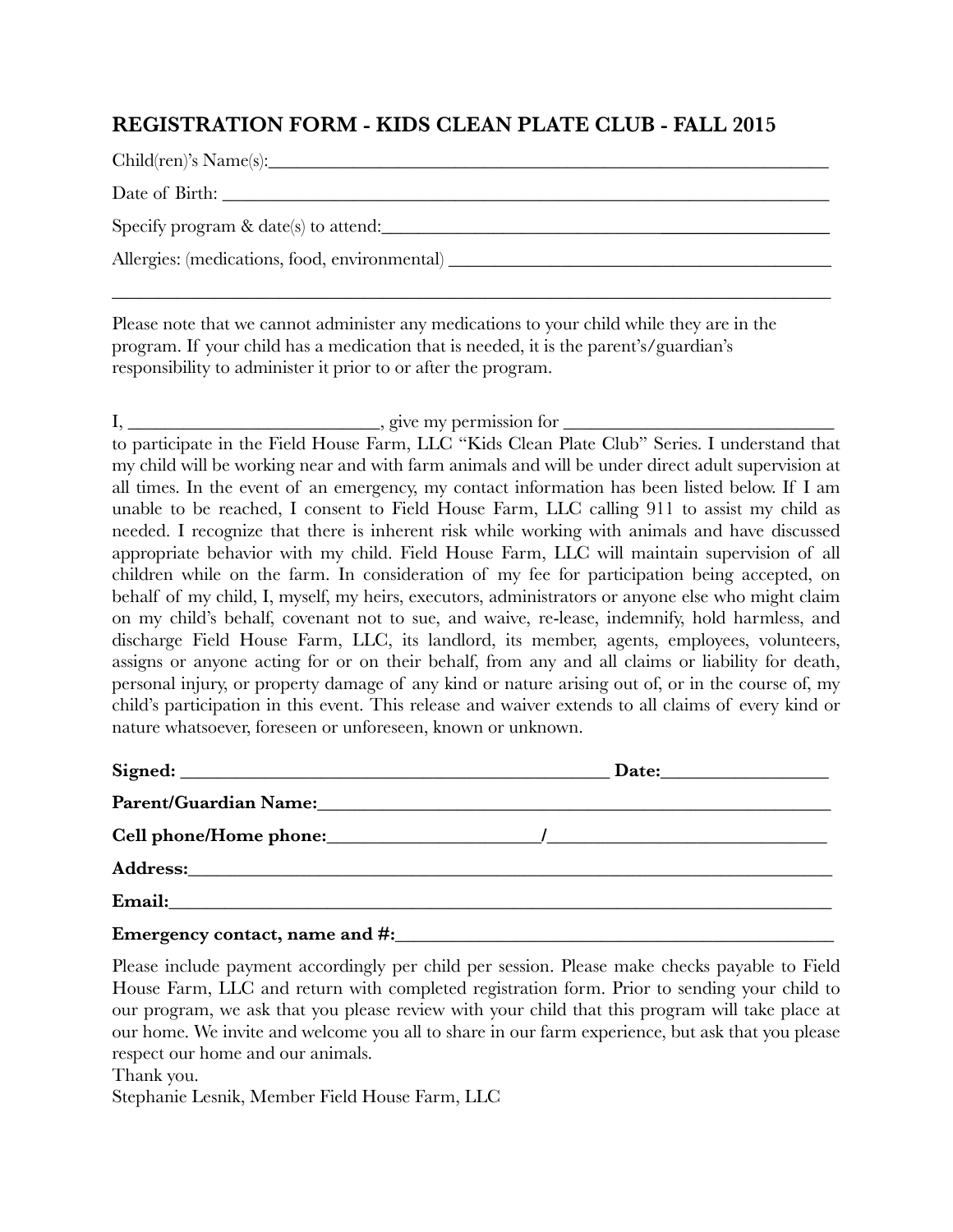## REGISTRATION FORM - KIDS CLEAN PLATE CLUB - FALL 2015

Child(ren)'s Name(s):_______________________________________________________________

Date of Birth: _____________________________________________________________________

Specify program & date(s) to attend:__________________________________________________

Allergies: (medications, food, environmental) _________________________________________

___________________________________________________________________________________

Please note that we cannot administer any medications to your child while they are in the program. If your child has a medication that is needed, it is the parent's/guardian's responsibility to administer it prior to or after the program.

I, ___________________________, give my permission for _____________________________ to participate in the Field House Farm, LLC "Kids Clean Plate Club" Series. I understand that my child will be working near and with farm animals and will be under direct adult supervision at all times. In the event of an emergency, my contact information has been listed below. If I am unable to be reached, I consent to Field House Farm, LLC calling 911 to assist my child as needed. I recognize that there is inherent risk while working with animals and have discussed appropriate behavior with my child. Field House Farm, LLC will maintain supervision of all children while on the farm. In consideration of my fee for participation being accepted, on behalf of my child, I, myself, my heirs, executors, administrators or anyone else who might claim on my child's behalf, covenant not to sue, and waive, re-lease, indemnify, hold harmless, and discharge Field House Farm, LLC, its landlord, its member, agents, employees, volunteers, assigns or anyone acting for or on their behalf, from any and all claims or liability for death, personal injury, or property damage of any kind or nature arising out of, or in the course of, my child's participation in this event. This release and waiver extends to all claims of every kind or nature whatsoever, foreseen or unforeseen, known or unknown.

**Signed:** _______________________________________________ **Date:**_________________

**Parent/Guardian Name:**_______________________________________________________

**Cell phone/Home phone:**______________________/_____________________________

**Address:**_____________________________________________________________________

**Email:**_______________________________________________________________________

**Emergency contact, name and #:**_______________________________________________

Please include payment accordingly per child per session. Please make checks payable to Field House Farm, LLC and return with completed registration form. Prior to sending your child to our program, we ask that you please review with your child that this program will take place at our home. We invite and welcome you all to share in our farm experience, but ask that you please respect our home and our animals.

Thank you.

Stephanie Lesnik, Member Field House Farm, LLC